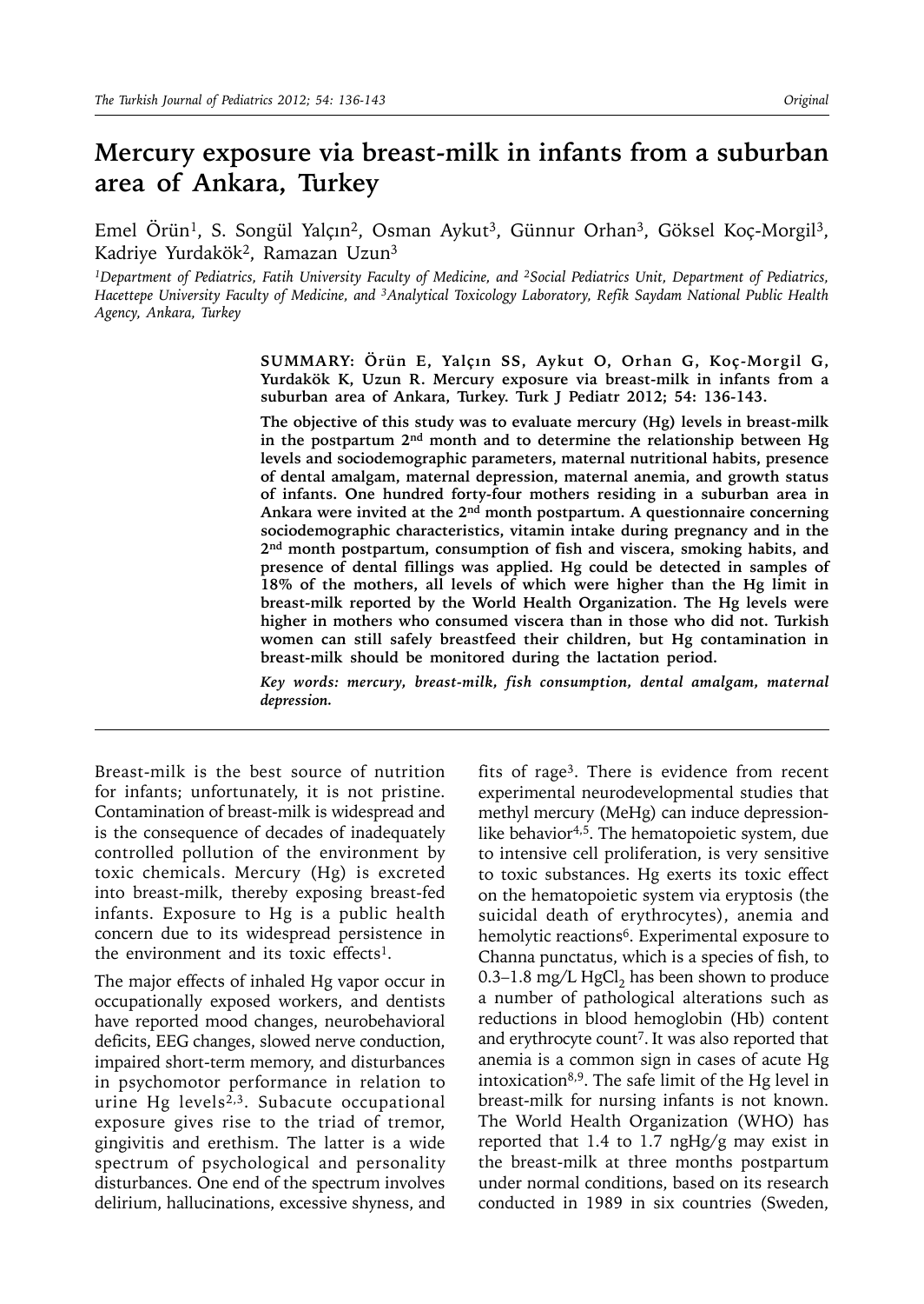# Mercury exposure via breast-milk in infants from a suburban area of Ankara, Turkey

Emel Örün[1], S. Songül Yalçın[2], Osman Aykut[3], Günnur Orhan[3], Göksel Koç-Morgil[3], Kadriye Yurdakök[2], Ramazan Uzun[3]

*[1]Department of Pediatrics, Fatih University Faculty of Medicine, and [2]Social Pediatrics Unit, Department of Pediatrics, Hacettepe University Faculty of Medicine, and [3]Analytical Toxicology Laboratory, Refik Saydam National Public Health Agency, Ankara, Turkey*

**SUMMARY: Örün E, Yalçın SS, Aykut O, Orhan G, Koç-Morgil G, Yurdakök K, Uzun R. Mercury exposure via breast-milk in infants from a suburban area of Ankara, Turkey. Turk J Pediatr 2012; 54: 136-143.**

**The objective of this study was to evaluate mercury (Hg) levels in breast-milk in the postpartum 2nd month and to determine the relationship between Hg levels and sociodemographic parameters, maternal nutritional habits, presence of dental amalgam, maternal depression, maternal anemia, and growth status of infants. One hundred forty-four mothers residing in a suburban area in Ankara were invited at the 2nd month postpartum. A questionnaire concerning sociodemographic characteristics, vitamin intake during pregnancy and in the 2nd month postpartum, consumption of fish and viscera, smoking habits, and presence of dental fillings was applied. Hg could be detected in samples of 18% of the mothers, all levels of which were higher than the Hg limit in breast-milk reported by the World Health Organization. The Hg levels were higher in mothers who consumed viscera than in those who did not. Turkish women can still safely breastfeed their children, but Hg contamination in breast-milk should be monitored during the lactation period.**

***Key words: mercury, breast-milk, fish consumption, dental amalgam, maternal depression.***

Breast-milk is the best source of nutrition for infants; unfortunately, it is not pristine. Contamination of breast-milk is widespread and is the consequence of decades of inadequately controlled pollution of the environment by toxic chemicals. Mercury (Hg) is excreted into breast-milk, thereby exposing breast-fed infants. Exposure to Hg is a public health concern due to its widespread persistence in the environment and its toxic effects[1].

The major effects of inhaled Hg vapor occur in occupationally exposed workers, and dentists have reported mood changes, neurobehavioral deficits, EEG changes, slowed nerve conduction, impaired short-term memory, and disturbances in psychomotor performance in relation to urine Hg levels[2,3]. Subacute occupational exposure gives rise to the triad of tremor, gingivitis and erethism. The latter is a wide spectrum of psychological and personality disturbances. One end of the spectrum involves delirium, hallucinations, excessive shyness, and fits of rage[3]. There is evidence from recent experimental neurodevelopmental studies that methyl mercury (MeHg) can induce depression-like behavior[4,5]. The hematopoietic system, due to intensive cell proliferation, is very sensitive to toxic substances. Hg exerts its toxic effect on the hematopoietic system via eryptosis (the suicidal death of erythrocytes), anemia and hemolytic reactions[6]. Experimental exposure to Channa punctatus, which is a species of fish, to 0.3–1.8 mg/L $HgCl_2$ has been shown to produce a number of pathological alterations such as reductions in blood hemoglobin (Hb) content and erythrocyte count[7]. It was also reported that anemia is a common sign in cases of acute Hg intoxication[8,9]. The safe limit of the Hg level in breast-milk for nursing infants is not known. The World Health Organization (WHO) has reported that 1.4 to 1.7 ngHg/g may exist in the breast-milk at three months postpartum under normal conditions, based on its research conducted in 1989 in six countries (Sweden,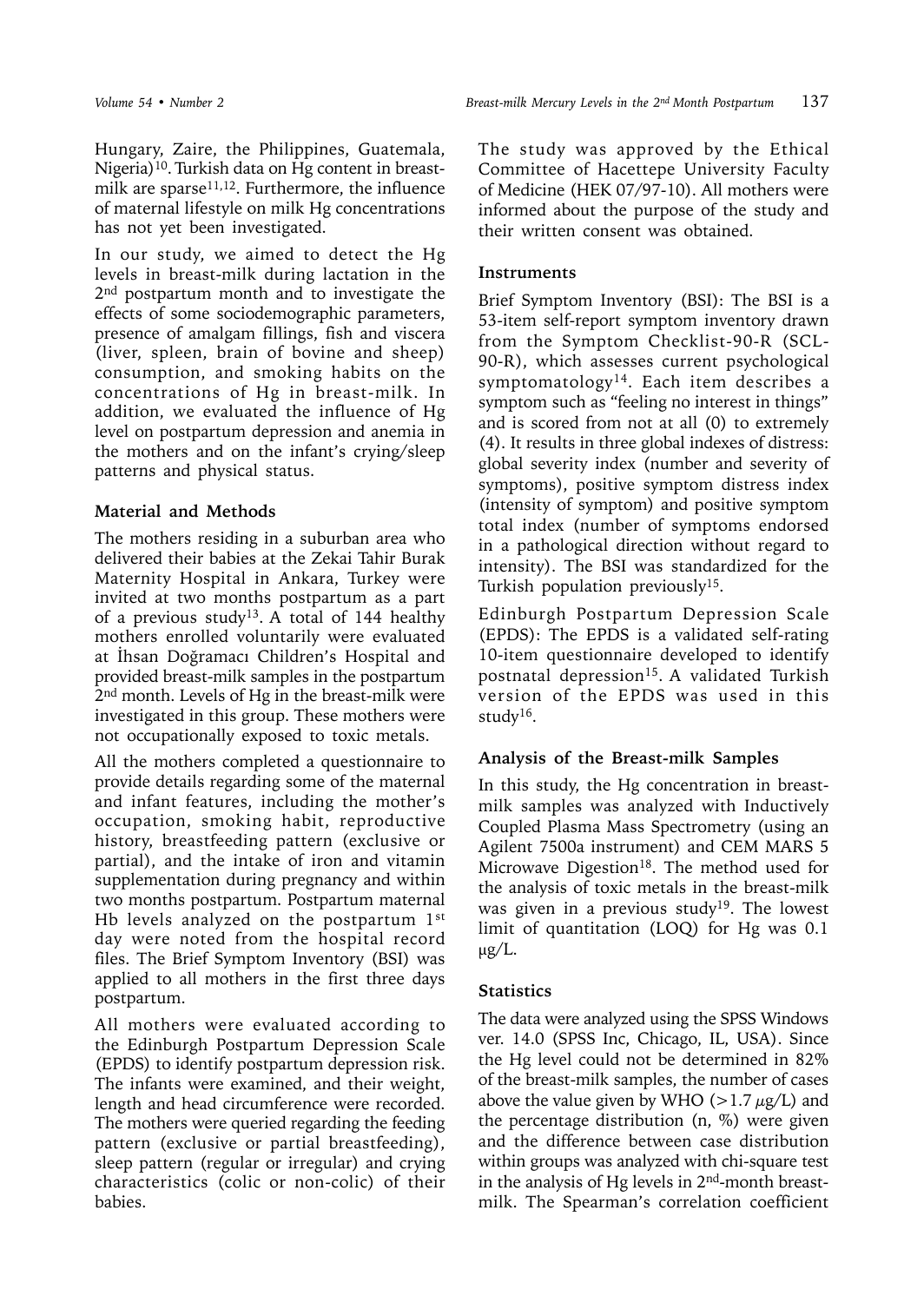Hungary, Zaire, the Philippines, Guatemala, Nigeria)[10]. Turkish data on Hg content in breast-milk are sparse[11,12]. Furthermore, the influence of maternal lifestyle on milk Hg concentrations has not yet been investigated.

In our study, we aimed to detect the Hg levels in breast-milk during lactation in the 2nd postpartum month and to investigate the effects of some sociodemographic parameters, presence of amalgam fillings, fish and viscera (liver, spleen, brain of bovine and sheep) consumption, and smoking habits on the concentrations of Hg in breast-milk. In addition, we evaluated the influence of Hg level on postpartum depression and anemia in the mothers and on the infant's crying/sleep patterns and physical status.

## Material and Methods

The mothers residing in a suburban area who delivered their babies at the Zekai Tahir Burak Maternity Hospital in Ankara, Turkey were invited at two months postpartum as a part of a previous study[13]. A total of 144 healthy mothers enrolled voluntarily were evaluated at İhsan Doğramacı Children's Hospital and provided breast-milk samples in the postpartum 2nd month. Levels of Hg in the breast-milk were investigated in this group. These mothers were not occupationally exposed to toxic metals.

All the mothers completed a questionnaire to provide details regarding some of the maternal and infant features, including the mother's occupation, smoking habit, reproductive history, breastfeeding pattern (exclusive or partial), and the intake of iron and vitamin supplementation during pregnancy and within two months postpartum. Postpartum maternal Hb levels analyzed on the postpartum 1st day were noted from the hospital record files. The Brief Symptom Inventory (BSI) was applied to all mothers in the first three days postpartum.

All mothers were evaluated according to the Edinburgh Postpartum Depression Scale (EPDS) to identify postpartum depression risk. The infants were examined, and their weight, length and head circumference were recorded. The mothers were queried regarding the feeding pattern (exclusive or partial breastfeeding), sleep pattern (regular or irregular) and crying characteristics (colic or non-colic) of their babies.

The study was approved by the Ethical Committee of Hacettepe University Faculty of Medicine (HEK 07/97-10). All mothers were informed about the purpose of the study and their written consent was obtained.

### Instruments

Brief Symptom Inventory (BSI): The BSI is a 53-item self-report symptom inventory drawn from the Symptom Checklist-90-R (SCL-90-R), which assesses current psychological symptomatology[14]. Each item describes a symptom such as "feeling no interest in things" and is scored from not at all (0) to extremely (4). It results in three global indexes of distress: global severity index (number and severity of symptoms), positive symptom distress index (intensity of symptom) and positive symptom total index (number of symptoms endorsed in a pathological direction without regard to intensity). The BSI was standardized for the Turkish population previously[15].

Edinburgh Postpartum Depression Scale (EPDS): The EPDS is a validated self-rating 10-item questionnaire developed to identify postnatal depression[15]. A validated Turkish version of the EPDS was used in this study[16].

### Analysis of the Breast-milk Samples

In this study, the Hg concentration in breast-milk samples was analyzed with Inductively Coupled Plasma Mass Spectrometry (using an Agilent 7500a instrument) and CEM MARS 5 Microwave Digestion[18]. The method used for the analysis of toxic metals in the breast-milk was given in a previous study[19]. The lowest limit of quantitation (LOQ) for Hg was 0.1 μg/L.

### Statistics

The data were analyzed using the SPSS Windows ver. 14.0 (SPSS Inc, Chicago, IL, USA). Since the Hg level could not be determined in 82% of the breast-milk samples, the number of cases above the value given by WHO ($>1.7$ μg/L) and the percentage distribution (n, %) were given and the difference between case distribution within groups was analyzed with chi-square test in the analysis of Hg levels in 2nd-month breast-milk. The Spearman's correlation coefficient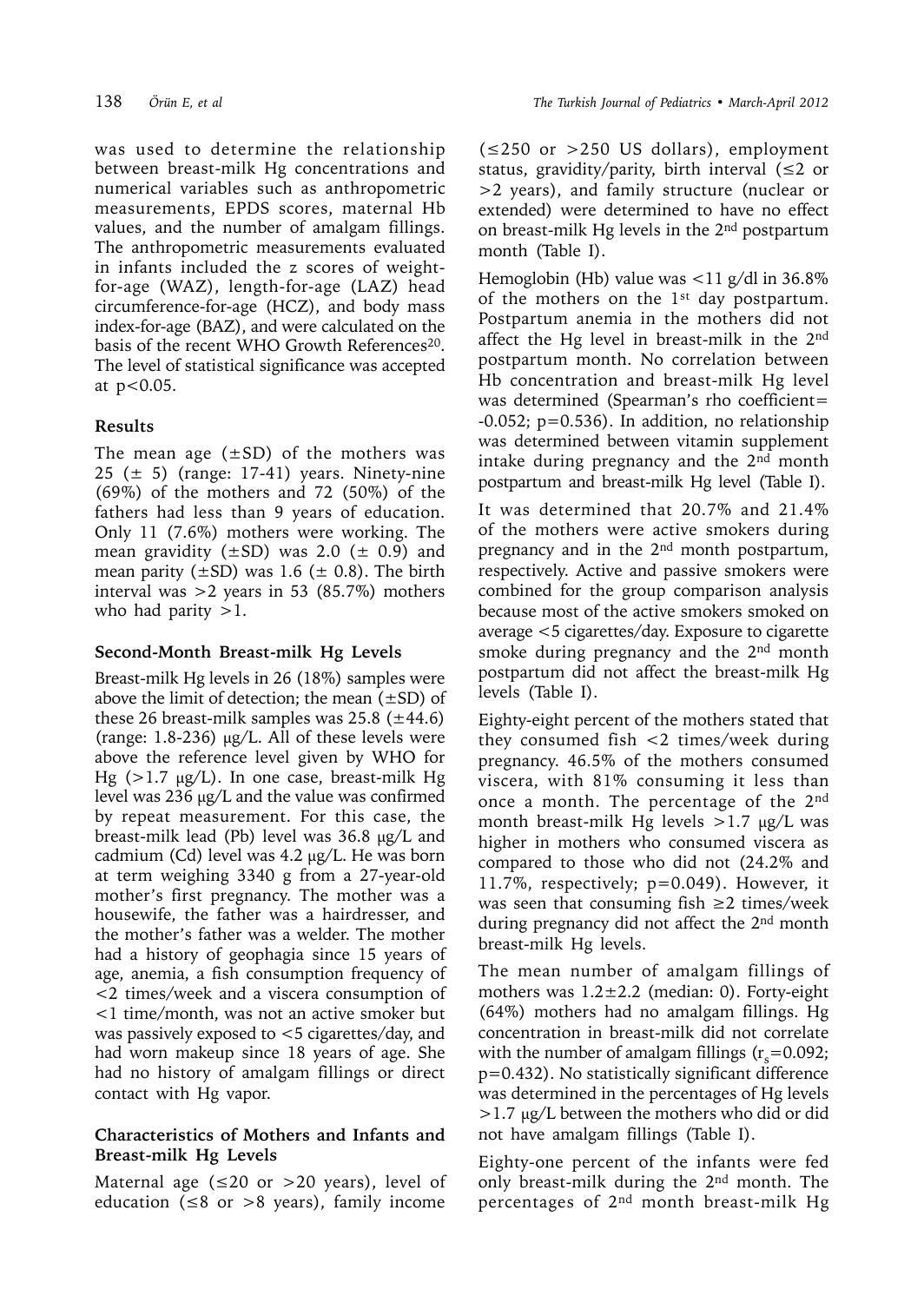was used to determine the relationship between breast-milk Hg concentrations and numerical variables such as anthropometric measurements, EPDS scores, maternal Hb values, and the number of amalgam fillings. The anthropometric measurements evaluated in infants included the z scores of weight-for-age (WAZ), length-for-age (LAZ) head circumference-for-age (HCZ), and body mass index-for-age (BAZ), and were calculated on the basis of the recent WHO Growth References[20]. The level of statistical significance was accepted at $p<0.05$.

### Results

The mean age (±SD) of the mothers was 25 (± 5) (range: 17-41) years. Ninety-nine (69%) of the mothers and 72 (50%) of the fathers had less than 9 years of education. Only 11 (7.6%) mothers were working. The mean gravidity (±SD) was 2.0 (± 0.9) and mean parity (±SD) was 1.6 (± 0.8). The birth interval was >2 years in 53 (85.7%) mothers who had parity >1.

### Second-Month Breast-milk Hg Levels

Breast-milk Hg levels in 26 (18%) samples were above the limit of detection; the mean (±SD) of these 26 breast-milk samples was 25.8 (±44.6) (range: 1.8-236) μg/L. All of these levels were above the reference level given by WHO for Hg (>1.7 μg/L). In one case, breast-milk Hg level was 236 μg/L and the value was confirmed by repeat measurement. For this case, the breast-milk lead (Pb) level was 36.8 μg/L and cadmium (Cd) level was 4.2 μg/L. He was born at term weighing 3340 g from a 27-year-old mother's first pregnancy. The mother was a housewife, the father was a hairdresser, and the mother's father was a welder. The mother had a history of geophagia since 15 years of age, anemia, a fish consumption frequency of <2 times/week and a viscera consumption of <1 time/month, was not an active smoker but was passively exposed to <5 cigarettes/day, and had worn makeup since 18 years of age. She had no history of amalgam fillings or direct contact with Hg vapor.

### Characteristics of Mothers and Infants and Breast-milk Hg Levels

Maternal age (≤20 or >20 years), level of education (≤8 or >8 years), family income (≤250 or >250 US dollars), employment status, gravidity/parity, birth interval (≤2 or >2 years), and family structure (nuclear or extended) were determined to have no effect on breast-milk Hg levels in the 2nd postpartum month (Table I).

Hemoglobin (Hb) value was <11 g/dl in 36.8% of the mothers on the 1st day postpartum. Postpartum anemia in the mothers did not affect the Hg level in breast-milk in the 2nd postpartum month. No correlation between Hb concentration and breast-milk Hg level was determined (Spearman's rho coefficient= -0.052; $p=0.536$). In addition, no relationship was determined between vitamin supplement intake during pregnancy and the 2nd month postpartum and breast-milk Hg level (Table I).

It was determined that 20.7% and 21.4% of the mothers were active smokers during pregnancy and in the 2nd month postpartum, respectively. Active and passive smokers were combined for the group comparison analysis because most of the active smokers smoked on average <5 cigarettes/day. Exposure to cigarette smoke during pregnancy and the 2nd month postpartum did not affect the breast-milk Hg levels (Table I).

Eighty-eight percent of the mothers stated that they consumed fish <2 times/week during pregnancy. 46.5% of the mothers consumed viscera, with 81% consuming it less than once a month. The percentage of the 2nd month breast-milk Hg levels >1.7 μg/L was higher in mothers who consumed viscera as compared to those who did not (24.2% and 11.7%, respectively; $p=0.049$). However, it was seen that consuming fish ≥2 times/week during pregnancy did not affect the 2nd month breast-milk Hg levels.

The mean number of amalgam fillings of mothers was 1.2±2.2 (median: 0). Forty-eight (64%) mothers had no amalgam fillings. Hg concentration in breast-milk did not correlate with the number of amalgam fillings ($r_s=0.092$; $p=0.432$). No statistically significant difference was determined in the percentages of Hg levels >1.7 μg/L between the mothers who did or did not have amalgam fillings (Table I).

Eighty-one percent of the infants were fed only breast-milk during the 2nd month. The percentages of 2nd month breast-milk Hg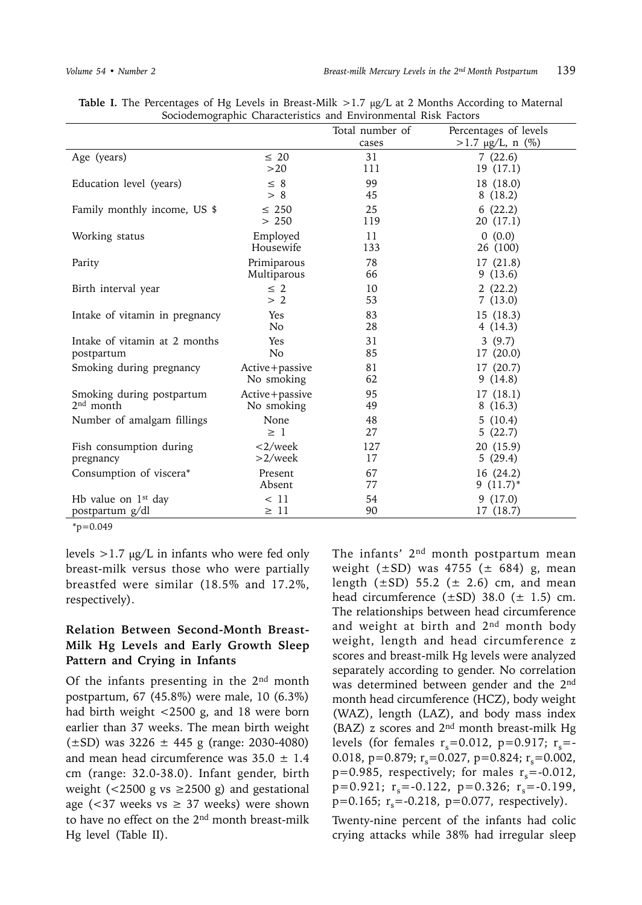**Table I.** The Percentages of Hg Levels in Breast-Milk >1.7 μg/L at 2 Months According to Maternal Sociodemographic Characteristics and Environmental Risk Factors

| | | Total number of cases | Percentages of levels >1.7 μg/L, n (%) |
|---|---|---|---|
| Age (years) | ≤ 20 | 31 | 7 (22.6) |
| | >20 | 111 | 19 (17.1) |
| Education level (years) | ≤ 8 | 99 | 18 (18.0) |
| | > 8 | 45 | 8 (18.2) |
| Family monthly income, US $ | ≤ 250 | 25 | 6 (22.2) |
| | > 250 | 119 | 20 (17.1) |
| Working status | Employed | 11 | 0 (0.0) |
| | Housewife | 133 | 26 (100) |
| Parity | Primiparous | 78 | 17 (21.8) |
| | Multiparous | 66 | 9 (13.6) |
| Birth interval year | ≤ 2 | 10 | 2 (22.2) |
| | > 2 | 53 | 7 (13.0) |
| Intake of vitamin in pregnancy | Yes | 83 | 15 (18.3) |
| | No | 28 | 4 (14.3) |
| Intake of vitamin at 2 months postpartum | Yes | 31 | 3 (9.7) |
| | No | 85 | 17 (20.0) |
| Smoking during pregnancy | Active+passive | 81 | 17 (20.7) |
| | No smoking | 62 | 9 (14.8) |
| Smoking during postpartum 2nd month | Active+passive | 95 | 17 (18.1) |
| | No smoking | 49 | 8 (16.3) |
| Number of amalgam fillings | None | 48 | 5 (10.4) |
| | ≥ 1 | 27 | 5 (22.7) |
| Fish consumption during pregnancy | <2/week | 127 | 20 (15.9) |
| | >2/week | 17 | 5 (29.4) |
| Consumption of viscera* | Present | 67 | 16 (24.2) |
| | Absent | 77 | 9 (11.7)* |
| Hb value on 1st day postpartum g/dl | < 11 | 54 | 9 (17.0) |
| | ≥ 11 | 90 | 17 (18.7) |

*p=0.049

levels >1.7 μg/L in infants who were fed only breast-milk versus those who were partially breastfed were similar (18.5% and 17.2%, respectively).

### Relation Between Second-Month Breast-Milk Hg Levels and Early Growth Sleep Pattern and Crying in Infants

Of the infants presenting in the 2nd month postpartum, 67 (45.8%) were male, 10 (6.3%) had birth weight <2500 g, and 18 were born earlier than 37 weeks. The mean birth weight (±SD) was 3226 ± 445 g (range: 2030-4080) and mean head circumference was 35.0 ± 1.4 cm (range: 32.0-38.0). Infant gender, birth weight (<2500 g vs ≥2500 g) and gestational age (<37 weeks vs ≥ 37 weeks) were shown to have no effect on the 2nd month breast-milk Hg level (Table II).

The infants' 2nd month postpartum mean weight (±SD) was 4755 (± 684) g, mean length (±SD) 55.2 (± 2.6) cm, and mean head circumference (±SD) 38.0 (± 1.5) cm. The relationships between head circumference and weight at birth and 2nd month body weight, length and head circumference z scores and breast-milk Hg levels were analyzed separately according to gender. No correlation was determined between gender and the 2nd month head circumference (HCZ), body weight (WAZ), length (LAZ), and body mass index (BAZ) z scores and 2nd month breast-milk Hg levels (for females $r_s$=0.012, p=0.917; $r_s$=-0.018, p=0.879; $r_s$=0.027, p=0.824; $r_s$=0.002, p=0.985, respectively; for males $r_s$=-0.012, p=0.921; $r_s$=-0.122, p=0.326; $r_s$=-0.199, p=0.165; $r_s$=-0.218, p=0.077, respectively).

Twenty-nine percent of the infants had colic crying attacks while 38% had irregular sleep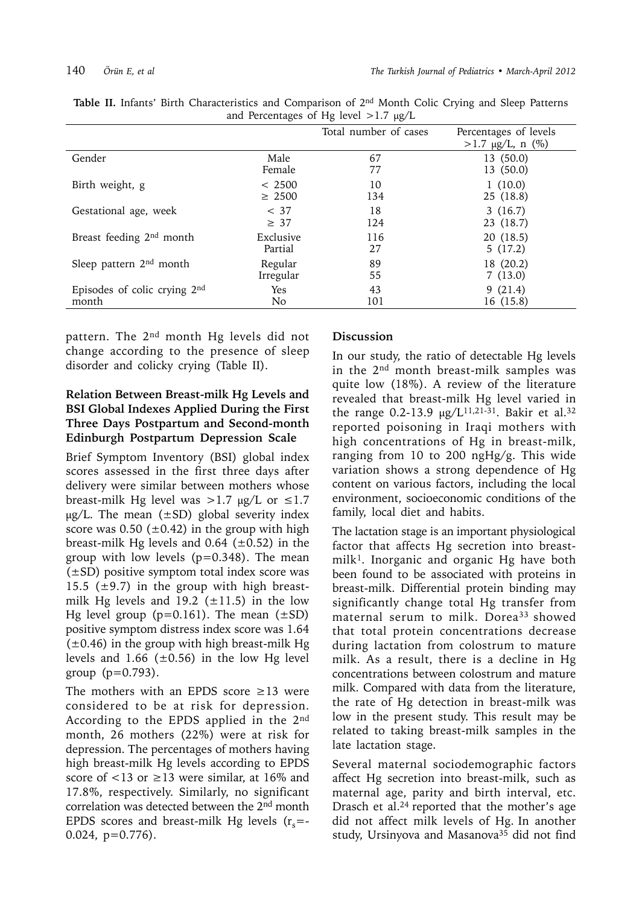**Table II.** Infants' Birth Characteristics and Comparison of 2nd Month Colic Crying and Sleep Patterns and Percentages of Hg level >1.7 μg/L

| | | Total number of cases | Percentages of levels >1.7 μg/L, n (%) |
|---|---|---|---|
| Gender | Male | 67 | 13 (50.0) |
| | Female | 77 | 13 (50.0) |
| Birth weight, g | < 2500 | 10 | 1 (10.0) |
| | ≥ 2500 | 134 | 25 (18.8) |
| Gestational age, week | < 37 | 18 | 3 (16.7) |
| | ≥ 37 | 124 | 23 (18.7) |
| Breast feeding 2nd month | Exclusive | 116 | 20 (18.5) |
| | Partial | 27 | 5 (17.2) |
| Sleep pattern 2nd month | Regular | 89 | 18 (20.2) |
| | Irregular | 55 | 7 (13.0) |
| Episodes of colic crying 2nd month | Yes | 43 | 9 (21.4) |
| | No | 101 | 16 (15.8) |

pattern. The 2nd month Hg levels did not change according to the presence of sleep disorder and colicky crying (Table II).

### Relation Between Breast-milk Hg Levels and BSI Global Indexes Applied During the First Three Days Postpartum and Second-month Edinburgh Postpartum Depression Scale

Brief Symptom Inventory (BSI) global index scores assessed in the first three days after delivery were similar between mothers whose breast-milk Hg level was >1.7 μg/L or ≤1.7 μg/L. The mean (±SD) global severity index score was 0.50 (±0.42) in the group with high breast-milk Hg levels and 0.64 (±0.52) in the group with low levels ($p=0.348$). The mean (±SD) positive symptom total index score was 15.5 (±9.7) in the group with high breast-milk Hg levels and 19.2 (±11.5) in the low Hg level group ($p=0.161$). The mean (±SD) positive symptom distress index score was 1.64 (±0.46) in the group with high breast-milk Hg levels and 1.66 (±0.56) in the low Hg level group ($p=0.793$).

The mothers with an EPDS score ≥13 were considered to be at risk for depression. According to the EPDS applied in the 2nd month, 26 mothers (22%) were at risk for depression. The percentages of mothers having high breast-milk Hg levels according to EPDS score of <13 or ≥13 were similar, at 16% and 17.8%, respectively. Similarly, no significant correlation was detected between the 2nd month EPDS scores and breast-milk Hg levels ($r_s$=-0.024, $p=0.776$).

## Discussion

In our study, the ratio of detectable Hg levels in the 2nd month breast-milk samples was quite low (18%). A review of the literature revealed that breast-milk Hg level varied in the range 0.2-13.9 μg/L[11,21-31]. Bakir et al.[32] reported poisoning in Iraqi mothers with high concentrations of Hg in breast-milk, ranging from 10 to 200 ngHg/g. This wide variation shows a strong dependence of Hg content on various factors, including the local environment, socioeconomic conditions of the family, local diet and habits.

The lactation stage is an important physiological factor that affects Hg secretion into breast-milk[1]. Inorganic and organic Hg have both been found to be associated with proteins in breast-milk. Differential protein binding may significantly change total Hg transfer from maternal serum to milk. Dorea[33] showed that total protein concentrations decrease during lactation from colostrum to mature milk. As a result, there is a decline in Hg concentrations between colostrum and mature milk. Compared with data from the literature, the rate of Hg detection in breast-milk was low in the present study. This result may be related to taking breast-milk samples in the late lactation stage.

Several maternal sociodemographic factors affect Hg secretion into breast-milk, such as maternal age, parity and birth interval, etc. Drasch et al.[24] reported that the mother's age did not affect milk levels of Hg. In another study, Ursinyova and Masanova[35] did not find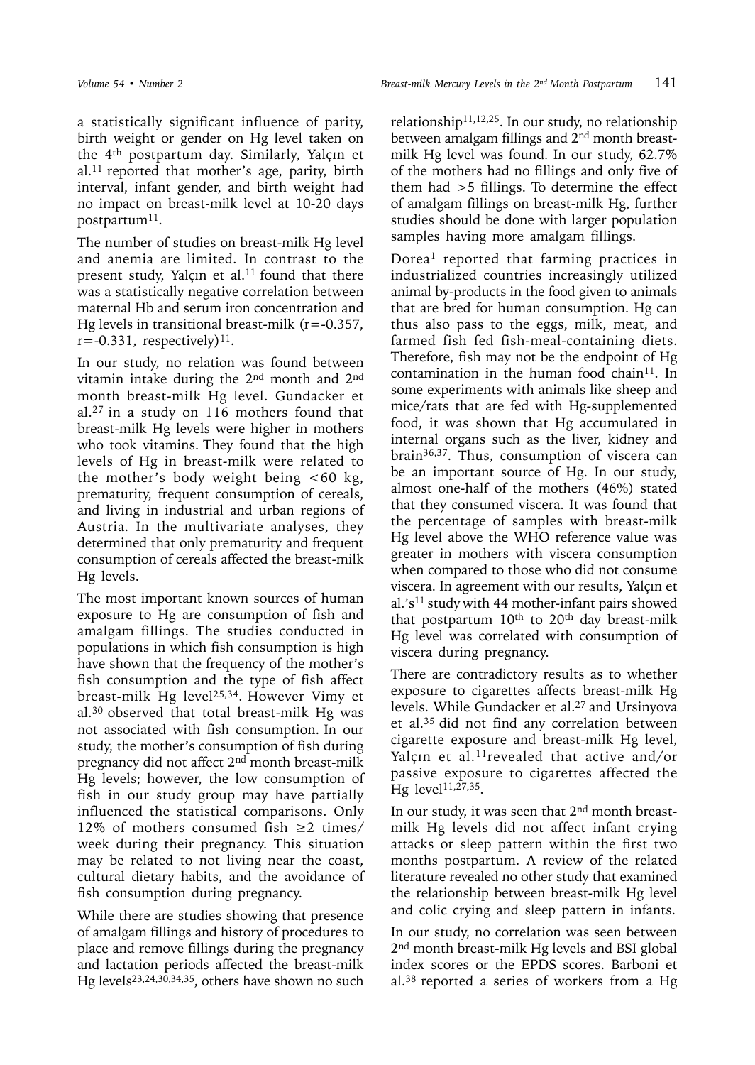a statistically significant influence of parity, birth weight or gender on Hg level taken on the 4th postpartum day. Similarly, Yalçın et al.[11] reported that mother's age, parity, birth interval, infant gender, and birth weight had no impact on breast-milk level at 10-20 days postpartum[11].

The number of studies on breast-milk Hg level and anemia are limited. In contrast to the present study, Yalçın et al.[11] found that there was a statistically negative correlation between maternal Hb and serum iron concentration and Hg levels in transitional breast-milk ($r=-0.357$, $r=-0.331$, respectively)[11].

In our study, no relation was found between vitamin intake during the 2nd month and 2nd month breast-milk Hg level. Gundacker et al.[27] in a study on 116 mothers found that breast-milk Hg levels were higher in mothers who took vitamins. They found that the high levels of Hg in breast-milk were related to the mother's body weight being <60 kg, prematurity, frequent consumption of cereals, and living in industrial and urban regions of Austria. In the multivariate analyses, they determined that only prematurity and frequent consumption of cereals affected the breast-milk Hg levels.

The most important known sources of human exposure to Hg are consumption of fish and amalgam fillings. The studies conducted in populations in which fish consumption is high have shown that the frequency of the mother's fish consumption and the type of fish affect breast-milk Hg level[25,34]. However Vimy et al.[30] observed that total breast-milk Hg was not associated with fish consumption. In our study, the mother's consumption of fish during pregnancy did not affect 2nd month breast-milk Hg levels; however, the low consumption of fish in our study group may have partially influenced the statistical comparisons. Only 12% of mothers consumed fish ≥2 times/week during their pregnancy. This situation may be related to not living near the coast, cultural dietary habits, and the avoidance of fish consumption during pregnancy.

While there are studies showing that presence of amalgam fillings and history of procedures to place and remove fillings during the pregnancy and lactation periods affected the breast-milk Hg levels[23,24,30,34,35], others have shown no such relationship[11,12,25]. In our study, no relationship between amalgam fillings and 2nd month breast-milk Hg level was found. In our study, 62.7% of the mothers had no fillings and only five of them had >5 fillings. To determine the effect of amalgam fillings on breast-milk Hg, further studies should be done with larger population samples having more amalgam fillings.

Dorea[1] reported that farming practices in industrialized countries increasingly utilized animal by-products in the food given to animals that are bred for human consumption. Hg can thus also pass to the eggs, milk, meat, and farmed fish fed fish-meal-containing diets. Therefore, fish may not be the endpoint of Hg contamination in the human food chain[11]. In some experiments with animals like sheep and mice/rats that are fed with Hg-supplemented food, it was shown that Hg accumulated in internal organs such as the liver, kidney and brain[36,37]. Thus, consumption of viscera can be an important source of Hg. In our study, almost one-half of the mothers (46%) stated that they consumed viscera. It was found that the percentage of samples with breast-milk Hg level above the WHO reference value was greater in mothers with viscera consumption when compared to those who did not consume viscera. In agreement with our results, Yalçın et al.'s[11] study with 44 mother-infant pairs showed that postpartum 10th to 20th day breast-milk Hg level was correlated with consumption of viscera during pregnancy.

There are contradictory results as to whether exposure to cigarettes affects breast-milk Hg levels. While Gundacker et al.[27] and Ursinyova et al.[35] did not find any correlation between cigarette exposure and breast-milk Hg level, Yalçın et al.[11] revealed that active and/or passive exposure to cigarettes affected the Hg level[11,27,35].

In our study, it was seen that 2nd month breast-milk Hg levels did not affect infant crying attacks or sleep pattern within the first two months postpartum. A review of the related literature revealed no other study that examined the relationship between breast-milk Hg level and colic crying and sleep pattern in infants.

In our study, no correlation was seen between 2nd month breast-milk Hg levels and BSI global index scores or the EPDS scores. Barboni et al.[38] reported a series of workers from a Hg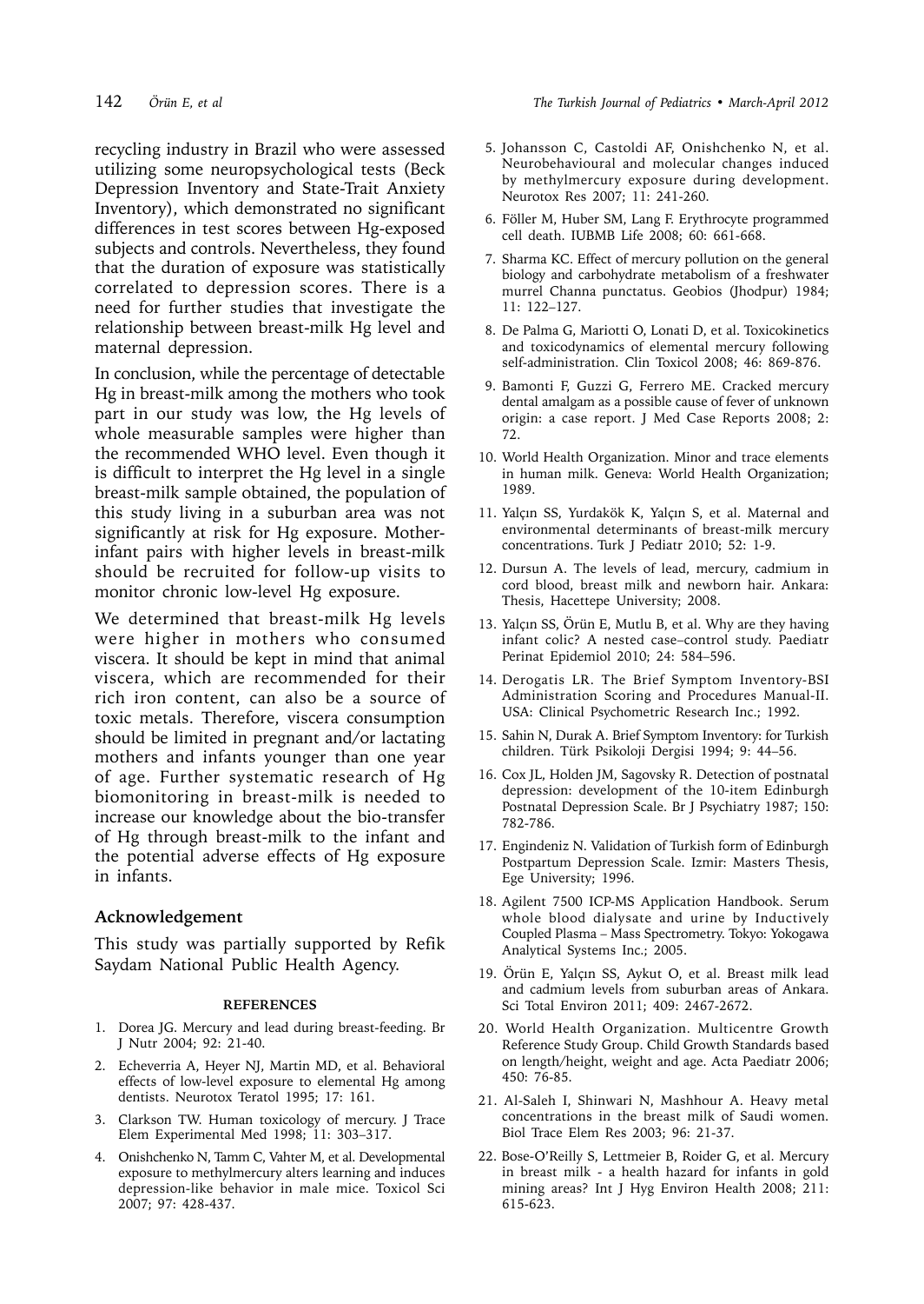recycling industry in Brazil who were assessed utilizing some neuropsychological tests (Beck Depression Inventory and State-Trait Anxiety Inventory), which demonstrated no significant differences in test scores between Hg-exposed subjects and controls. Nevertheless, they found that the duration of exposure was statistically correlated to depression scores. There is a need for further studies that investigate the relationship between breast-milk Hg level and maternal depression.

In conclusion, while the percentage of detectable Hg in breast-milk among the mothers who took part in our study was low, the Hg levels of whole measurable samples were higher than the recommended WHO level. Even though it is difficult to interpret the Hg level in a single breast-milk sample obtained, the population of this study living in a suburban area was not significantly at risk for Hg exposure. Mother-infant pairs with higher levels in breast-milk should be recruited for follow-up visits to monitor chronic low-level Hg exposure.

We determined that breast-milk Hg levels were higher in mothers who consumed viscera. It should be kept in mind that animal viscera, which are recommended for their rich iron content, can also be a source of toxic metals. Therefore, viscera consumption should be limited in pregnant and/or lactating mothers and infants younger than one year of age. Further systematic research of Hg biomonitoring in breast-milk is needed to increase our knowledge about the bio-transfer of Hg through breast-milk to the infant and the potential adverse effects of Hg exposure in infants.

## Acknowledgement

This study was partially supported by Refik Saydam National Public Health Agency.

### REFERENCES

1. Dorea JG. Mercury and lead during breast-feeding. Br J Nutr 2004; 92: 21-40.
2. Echeverria A, Heyer NJ, Martin MD, et al. Behavioral effects of low-level exposure to elemental Hg among dentists. Neurotox Teratol 1995; 17: 161.
3. Clarkson TW. Human toxicology of mercury. J Trace Elem Experimental Med 1998; 11: 303–317.
4. Onishchenko N, Tamm C, Vahter M, et al. Developmental exposure to methylmercury alters learning and induces depression-like behavior in male mice. Toxicol Sci 2007; 97: 428-437.
5. Johansson C, Castoldi AF, Onishchenko N, et al. Neurobehavioural and molecular changes induced by methylmercury exposure during development. Neurotox Res 2007; 11: 241-260.
6. Föller M, Huber SM, Lang F. Erythrocyte programmed cell death. IUBMB Life 2008; 60: 661-668.
7. Sharma KC. Effect of mercury pollution on the general biology and carbohydrate metabolism of a freshwater murrel Channa punctatus. Geobios (Jhodpur) 1984; 11: 122–127.
8. De Palma G, Mariotti O, Lonati D, et al. Toxicokinetics and toxicodynamics of elemental mercury following self-administration. Clin Toxicol 2008; 46: 869-876.
9. Bamonti F, Guzzi G, Ferrero ME. Cracked mercury dental amalgam as a possible cause of fever of unknown origin: a case report. J Med Case Reports 2008; 2: 72.
10. World Health Organization. Minor and trace elements in human milk. Geneva: World Health Organization; 1989.
11. Yalçın SS, Yurdakök K, Yalçın S, et al. Maternal and environmental determinants of breast-milk mercury concentrations. Turk J Pediatr 2010; 52: 1-9.
12. Dursun A. The levels of lead, mercury, cadmium in cord blood, breast milk and newborn hair. Ankara: Thesis, Hacettepe University; 2008.
13. Yalçın SS, Örün E, Mutlu B, et al. Why are they having infant colic? A nested case–control study. Paediatr Perinat Epidemiol 2010; 24: 584–596.
14. Derogatis LR. The Brief Symptom Inventory-BSI Administration Scoring and Procedures Manual-II. USA: Clinical Psychometric Research Inc.; 1992.
15. Sahin N, Durak A. Brief Symptom Inventory: for Turkish children. Türk Psikoloji Dergisi 1994; 9: 44–56.
16. Cox JL, Holden JM, Sagovsky R. Detection of postnatal depression: development of the 10-item Edinburgh Postnatal Depression Scale. Br J Psychiatry 1987; 150: 782-786.
17. Engindeniz N. Validation of Turkish form of Edinburgh Postpartum Depression Scale. Izmir: Masters Thesis, Ege University; 1996.
18. Agilent 7500 ICP-MS Application Handbook. Serum whole blood dialysate and urine by Inductively Coupled Plasma – Mass Spectrometry. Tokyo: Yokogawa Analytical Systems Inc.; 2005.
19. Örün E, Yalçın SS, Aykut O, et al. Breast milk lead and cadmium levels from suburban areas of Ankara. Sci Total Environ 2011; 409: 2467-2672.
20. World Health Organization. Multicentre Growth Reference Study Group. Child Growth Standards based on length/height, weight and age. Acta Paediatr 2006; 450: 76-85.
21. Al-Saleh I, Shinwari N, Mashhour A. Heavy metal concentrations in the breast milk of Saudi women. Biol Trace Elem Res 2003; 96: 21-37.
22. Bose-O'Reilly S, Lettmeier B, Roider G, et al. Mercury in breast milk - a health hazard for infants in gold mining areas? Int J Hyg Environ Health 2008; 211: 615-623.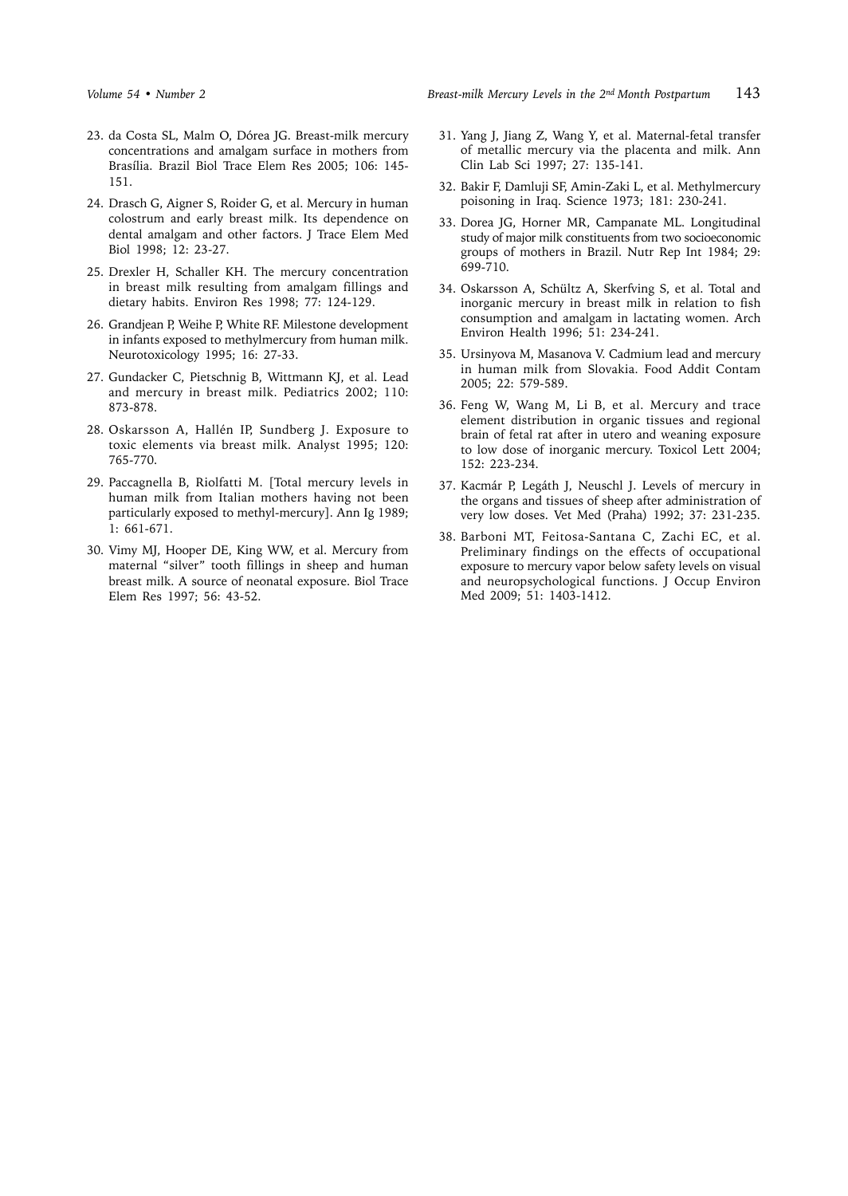23. da Costa SL, Malm O, Dórea JG. Breast-milk mercury concentrations and amalgam surface in mothers from Brasília. Brazil Biol Trace Elem Res 2005; 106: 145-151.
24. Drasch G, Aigner S, Roider G, et al. Mercury in human colostrum and early breast milk. Its dependence on dental amalgam and other factors. J Trace Elem Med Biol 1998; 12: 23-27.
25. Drexler H, Schaller KH. The mercury concentration in breast milk resulting from amalgam fillings and dietary habits. Environ Res 1998; 77: 124-129.
26. Grandjean P, Weihe P, White RF. Milestone development in infants exposed to methylmercury from human milk. Neurotoxicology 1995; 16: 27-33.
27. Gundacker C, Pietschnig B, Wittmann KJ, et al. Lead and mercury in breast milk. Pediatrics 2002; 110: 873-878.
28. Oskarsson A, Hallén IP, Sundberg J. Exposure to toxic elements via breast milk. Analyst 1995; 120: 765-770.
29. Paccagnella B, Riolfatti M. [Total mercury levels in human milk from Italian mothers having not been particularly exposed to methyl-mercury]. Ann Ig 1989; 1: 661-671.
30. Vimy MJ, Hooper DE, King WW, et al. Mercury from maternal "silver" tooth fillings in sheep and human breast milk. A source of neonatal exposure. Biol Trace Elem Res 1997; 56: 43-52.
31. Yang J, Jiang Z, Wang Y, et al. Maternal-fetal transfer of metallic mercury via the placenta and milk. Ann Clin Lab Sci 1997; 27: 135-141.
32. Bakir F, Damluji SF, Amin-Zaki L, et al. Methylmercury poisoning in Iraq. Science 1973; 181: 230-241.
33. Dorea JG, Horner MR, Campanate ML. Longitudinal study of major milk constituents from two socioeconomic groups of mothers in Brazil. Nutr Rep Int 1984; 29: 699-710.
34. Oskarsson A, Schültz A, Skerfving S, et al. Total and inorganic mercury in breast milk in relation to fish consumption and amalgam in lactating women. Arch Environ Health 1996; 51: 234-241.
35. Ursinyova M, Masanova V. Cadmium lead and mercury in human milk from Slovakia. Food Addit Contam 2005; 22: 579-589.
36. Feng W, Wang M, Li B, et al. Mercury and trace element distribution in organic tissues and regional brain of fetal rat after in utero and weaning exposure to low dose of inorganic mercury. Toxicol Lett 2004; 152: 223-234.
37. Kacmár P, Legáth J, Neuschl J. Levels of mercury in the organs and tissues of sheep after administration of very low doses. Vet Med (Praha) 1992; 37: 231-235.
38. Barboni MT, Feitosa-Santana C, Zachi EC, et al. Preliminary findings on the effects of occupational exposure to mercury vapor below safety levels on visual and neuropsychological functions. J Occup Environ Med 2009; 51: 1403-1412.